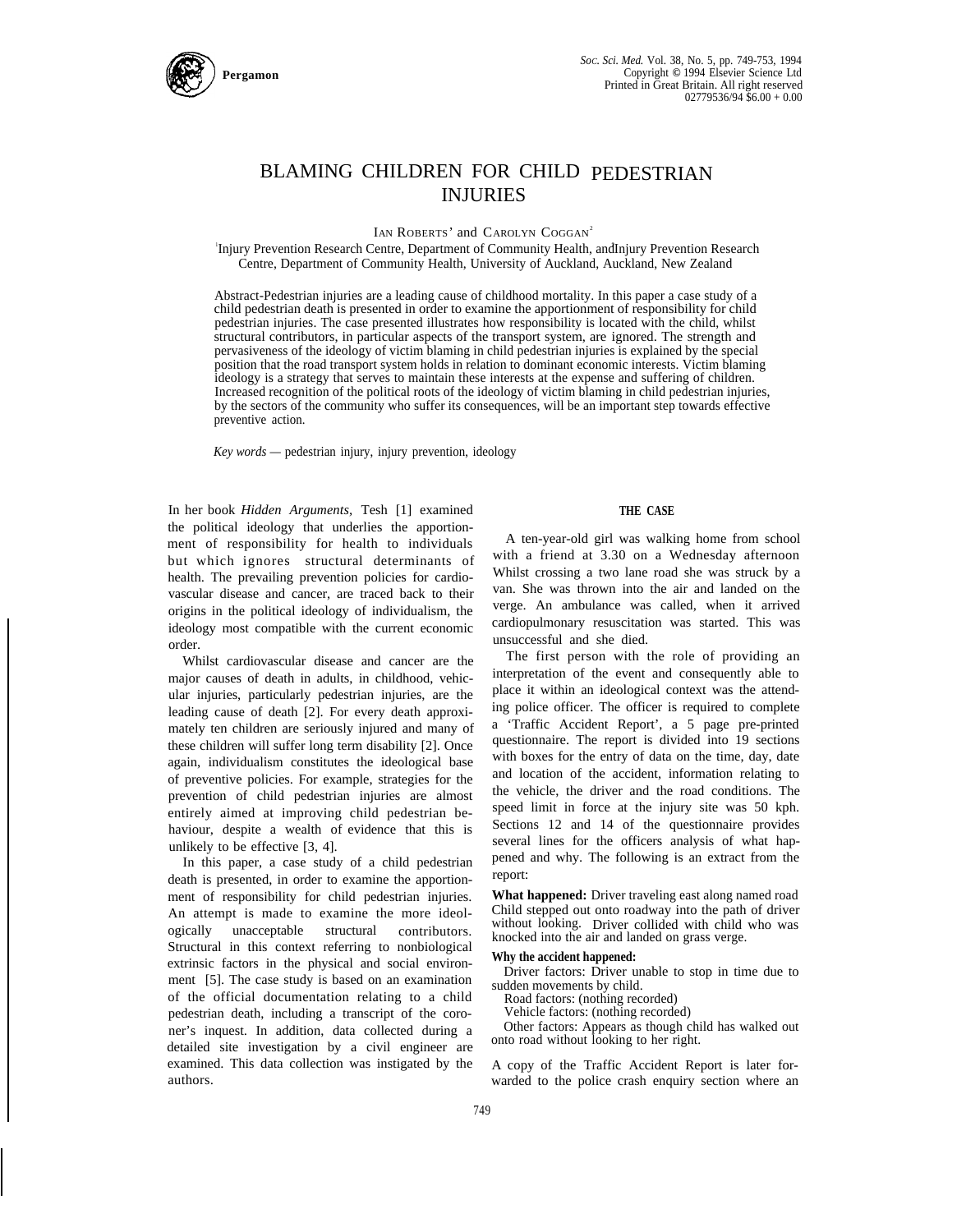# BLAMING CHILDREN FOR CHILD PEDESTRIAN INJURIES

IAN ROBERTS[1] and CAROLYN COGGAN[2]

[1]Injury Prevention Research Centre, Department of Community Health, and[2]Injury Prevention Research Centre, Department of Community Health, University of Auckland, Auckland, New Zealand

Abstract-Pedestrian injuries are a leading cause of childhood mortality. In this paper a case study of a child pedestrian death is presented in order to examine the apportionment of responsibility for child pedestrian injuries. The case presented illustrates how responsibility is located with the child, whilst structural contributors, in particular aspects of the transport system, are ignored. The strength and pervasiveness of the ideology of victim blaming in child pedestrian injuries is explained by the special position that the road transport system holds in relation to dominant economic interests. Victim blaming ideology is a strategy that serves to maintain these interests at the expense and suffering of children. Increased recognition of the political roots of the ideology of victim blaming in child pedestrian injuries, by the sectors of the community who suffer its consequences, will be an important step towards effective preventive action.

*Key words* — pedestrian injury, injury prevention, ideology

In her book *Hidden Arguments,* Tesh [1] examined the political ideology that underlies the apportionment of responsibility for health to individuals but which ignores structural determinants of health. The prevailing prevention policies for cardiovascular disease and cancer, are traced back to their origins in the political ideology of individualism, the ideology most compatible with the current economic order.

Whilst cardiovascular disease and cancer are the major causes of death in adults, in childhood, vehicular injuries, particularly pedestrian injuries, are the leading cause of death [2]. For every death approximately ten children are seriously injured and many of these children will suffer long term disability [2]. Once again, individualism constitutes the ideological base of preventive policies. For example, strategies for the prevention of child pedestrian injuries are almost entirely aimed at improving child pedestrian behaviour, despite a wealth of evidence that this is unlikely to be effective [3, 4].

In this paper, a case study of a child pedestrian death is presented, in order to examine the apportionment of responsibility for child pedestrian injuries. An attempt is made to examine the more ideologically unacceptable structural contributors. Structural in this context referring to nonbiological extrinsic factors in the physical and social environment [5]. The case study is based on an examination of the official documentation relating to a child pedestrian death, including a transcript of the coroner's inquest. In addition, data collected during a detailed site investigation by a civil engineer are examined. This data collection was instigated by the authors.

## THE CASE

A ten-year-old girl was walking home from school with a friend at 3.30 on a Wednesday afternoon Whilst crossing a two lane road she was struck by a van. She was thrown into the air and landed on the verge. An ambulance was called, when it arrived cardiopulmonary resuscitation was started. This was unsuccessful and she died.

The first person with the role of providing an interpretation of the event and consequently able to place it within an ideological context was the attending police officer. The officer is required to complete a 'Traffic Accident Report', a 5 page pre-printed questionnaire. The report is divided into 19 sections with boxes for the entry of data on the time, day, date and location of the accident, information relating to the vehicle, the driver and the road conditions. The speed limit in force at the injury site was 50 kph. Sections 12 and 14 of the questionnaire provides several lines for the officers analysis of what happened and why. The following is an extract from the report:

**What happened:** Driver traveling east along named road Child stepped out onto roadway into the path of driver without looking. Driver collided with child who was knocked into the air and landed on grass verge.

**Why the accident happened:**

Driver factors: Driver unable to stop in time due to sudden movements by child.

Road factors: (nothing recorded)

Vehicle factors: (nothing recorded)

Other factors: Appears as though child has walked out onto road without looking to her right.

A copy of the Traffic Accident Report is later forwarded to the police crash enquiry section where an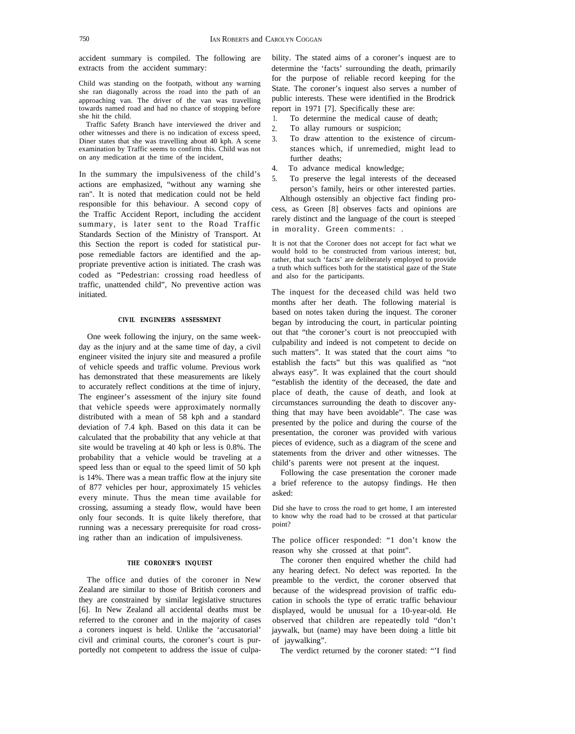accident summary is compiled. The following are extracts from the accident summary:

> Child was standing on the footpath, without any warning she ran diagonally across the road into the path of an approaching van. The driver of the van was travelling towards named road and had no chance of stopping before she hit the child.
>
> Traffic Safety Branch have interviewed the driver and other witnesses and there is no indication of excess speed, Diner states that she was travelling about 40 kph. A scene examination by Traffic seems to confirm this. Child was not on any medication at the time of the incident,

In the summary the impulsiveness of the child's actions are emphasized, "without any warning she ran". It is noted that medication could not be held responsible for this behaviour. A second copy of the Traffic Accident Report, including the accident summary, is later sent to the Road Traffic Standards Section of the Ministry of Transport. At this Section the report is coded for statistical purpose remediable factors are identified and the appropriate preventive action is initiated. The crash was coded as "Pedestrian: crossing road heedless of traffic, unattended child", No preventive action was initiated.

#### CIVIL ENGINEERS ASSESSMENT

One week following the injury, on the same weekday as the injury and at the same time of day, a civil engineer visited the injury site and measured a profile of vehicle speeds and traffic volume. Previous work has demonstrated that these measurements are likely to accurately reflect conditions at the time of injury, The engineer's assessment of the injury site found that vehicle speeds were approximately normally distributed with a mean of 58 kph and a standard deviation of 7.4 kph. Based on this data it can be calculated that the probability that any vehicle at that site would be traveling at 40 kph or less is 0.8%. The probability that a vehicle would be traveling at a speed less than or equal to the speed limit of 50 kph is 14%. There was a mean traffic flow at the injury site of 877 vehicles per hour, approximately 15 vehicles every minute. Thus the mean time available for crossing, assuming a steady flow, would have been only four seconds. It is quite likely therefore, that running was a necessary prerequisite for road crossing rather than an indication of impulsiveness.

#### THE CORONER'S INQUEST

The office and duties of the coroner in New Zealand are similar to those of British coroners and they are constrained by similar legislative structures [6]. In New Zealand all accidental deaths must be referred to the coroner and in the majority of cases a coroners inquest is held. Unlike the 'accusatorial' civil and criminal courts, the coroner's court is purportedly not competent to address the issue of culpability. The stated aims of a coroner's inquest are to determine the 'facts' surrounding the death, primarily for the purpose of reliable record keeping for the State. The coroner's inquest also serves a number of public interests. These were identified in the Brodrick report in 1971 [7]. Specifically these are:

1. To determine the medical cause of death;
2. To allay rumours or suspicion;
3. To draw attention to the existence of circumstances which, if unremedied, might lead to further deaths;
4. To advance medical knowledge;
5. To preserve the legal interests of the deceased person's family, heirs or other interested parties.

Although ostensibly an objective fact finding process, as Green [8] observes facts and opinions are rarely distinct and the language of the court is steeped in morality. Green comments: .

> It is not that the Coroner does not accept for fact what we would hold to be constructed from various interest; but, rather, that such 'facts' are deliberately employed to provide a truth which suffices both for the statistical gaze of the State and also for the participants.

The inquest for the deceased child was held two months after her death. The following material is based on notes taken during the inquest. The coroner began by introducing the court, in particular pointing out that "the coroner's court is not preoccupied with culpability and indeed is not competent to decide on such matters". It was stated that the court aims "to establish the facts" but this was qualified as "not always easy". It was explained that the court should "establish the identity of the deceased, the date and place of death, the cause of death, and look at circumstances surrounding the death to discover anything that may have been avoidable". The case was presented by the police and during the course of the presentation, the coroner was provided with various pieces of evidence, such as a diagram of the scene and statements from the driver and other witnesses. The child's parents were not present at the inquest.

Following the case presentation the coroner made a brief reference to the autopsy findings. He then asked:

> Did she have to cross the road to get home, I am interested to know why the road had to be crossed at that particular point?

The police officer responded: "1 don't know the reason why she crossed at that point".

The coroner then enquired whether the child had any hearing defect. No defect was reported. In the preamble to the verdict, the coroner observed that because of the widespread provision of traffic education in schools the type of erratic traffic behaviour displayed, would be unusual for a 10-year-old. He observed that children are repeatedly told "don't jaywalk, but (name) may have been doing a little bit of jaywalking".

The verdict returned by the coroner stated: "'I find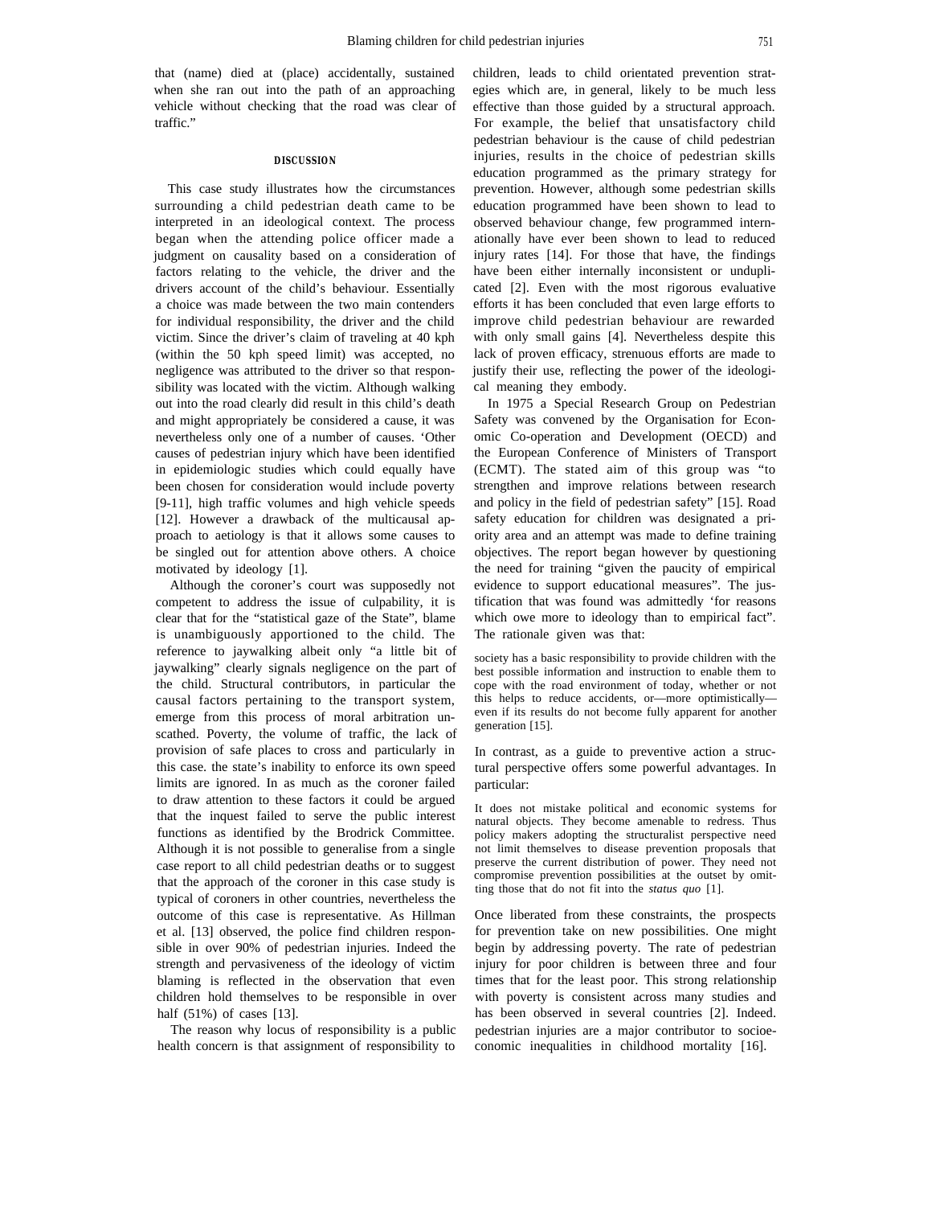that (name) died at (place) accidentally, sustained when she ran out into the path of an approaching vehicle without checking that the road was clear of traffic."

## DISCUSSION

This case study illustrates how the circumstances surrounding a child pedestrian death came to be interpreted in an ideological context. The process began when the attending police officer made a judgment on causality based on a consideration of factors relating to the vehicle, the driver and the drivers account of the child's behaviour. Essentially a choice was made between the two main contenders for individual responsibility, the driver and the child victim. Since the driver's claim of traveling at 40 kph (within the 50 kph speed limit) was accepted, no negligence was attributed to the driver so that responsibility was located with the victim. Although walking out into the road clearly did result in this child's death and might appropriately be considered a cause, it was nevertheless only one of a number of causes. 'Other causes of pedestrian injury which have been identified in epidemiologic studies which could equally have been chosen for consideration would include poverty [9-11], high traffic volumes and high vehicle speeds [12]. However a drawback of the multicausal approach to aetiology is that it allows some causes to be singled out for attention above others. A choice motivated by ideology [1].

Although the coroner's court was supposedly not competent to address the issue of culpability, it is clear that for the "statistical gaze of the State", blame is unambiguously apportioned to the child. The reference to jaywalking albeit only "a little bit of jaywalking" clearly signals negligence on the part of the child. Structural contributors, in particular the causal factors pertaining to the transport system, emerge from this process of moral arbitration unscathed. Poverty, the volume of traffic, the lack of provision of safe places to cross and particularly in this case. the state's inability to enforce its own speed limits are ignored. In as much as the coroner failed to draw attention to these factors it could be argued that the inquest failed to serve the public interest functions as identified by the Brodrick Committee. Although it is not possible to generalise from a single case report to all child pedestrian deaths or to suggest that the approach of the coroner in this case study is typical of coroners in other countries, nevertheless the outcome of this case is representative. As Hillman et al. [13] observed, the police find children responsible in over 90% of pedestrian injuries. Indeed the strength and pervasiveness of the ideology of victim blaming is reflected in the observation that even children hold themselves to be responsible in over half (51%) of cases [13].

The reason why locus of responsibility is a public health concern is that assignment of responsibility to children, leads to child orientated prevention strategies which are, in general, likely to be much less effective than those guided by a structural approach. For example, the belief that unsatisfactory child pedestrian behaviour is the cause of child pedestrian injuries, results in the choice of pedestrian skills education programmed as the primary strategy for prevention. However, although some pedestrian skills education programmed have been shown to lead to observed behaviour change, few programmed internationally have ever been shown to lead to reduced injury rates [14]. For those that have, the findings have been either internally inconsistent or unduplicated [2]. Even with the most rigorous evaluative efforts it has been concluded that even large efforts to improve child pedestrian behaviour are rewarded with only small gains [4]. Nevertheless despite this lack of proven efficacy, strenuous efforts are made to justify their use, reflecting the power of the ideological meaning they embody.

In 1975 a Special Research Group on Pedestrian Safety was convened by the Organisation for Economic Co-operation and Development (OECD) and the European Conference of Ministers of Transport (ECMT). The stated aim of this group was "to strengthen and improve relations between research and policy in the field of pedestrian safety" [15]. Road safety education for children was designated a priority area and an attempt was made to define training objectives. The report began however by questioning the need for training "given the paucity of empirical evidence to support educational measures". The justification that was found was admittedly 'for reasons which owe more to ideology than to empirical fact". The rationale given was that:

> society has a basic responsibility to provide children with the best possible information and instruction to enable them to cope with the road environment of today, whether or not this helps to reduce accidents, or—more optimistically—even if its results do not become fully apparent for another generation [15].

In contrast, as a guide to preventive action a structural perspective offers some powerful advantages. In particular:

> It does not mistake political and economic systems for natural objects. They become amenable to redress. Thus policy makers adopting the structuralist perspective need not limit themselves to disease prevention proposals that preserve the current distribution of power. They need not compromise prevention possibilities at the outset by omitting those that do not fit into the *status quo* [1].

Once liberated from these constraints, the prospects for prevention take on new possibilities. One might begin by addressing poverty. The rate of pedestrian injury for poor children is between three and four times that for the least poor. This strong relationship with poverty is consistent across many studies and has been observed in several countries [2]. Indeed. pedestrian injuries are a major contributor to socioeconomic inequalities in childhood mortality [16].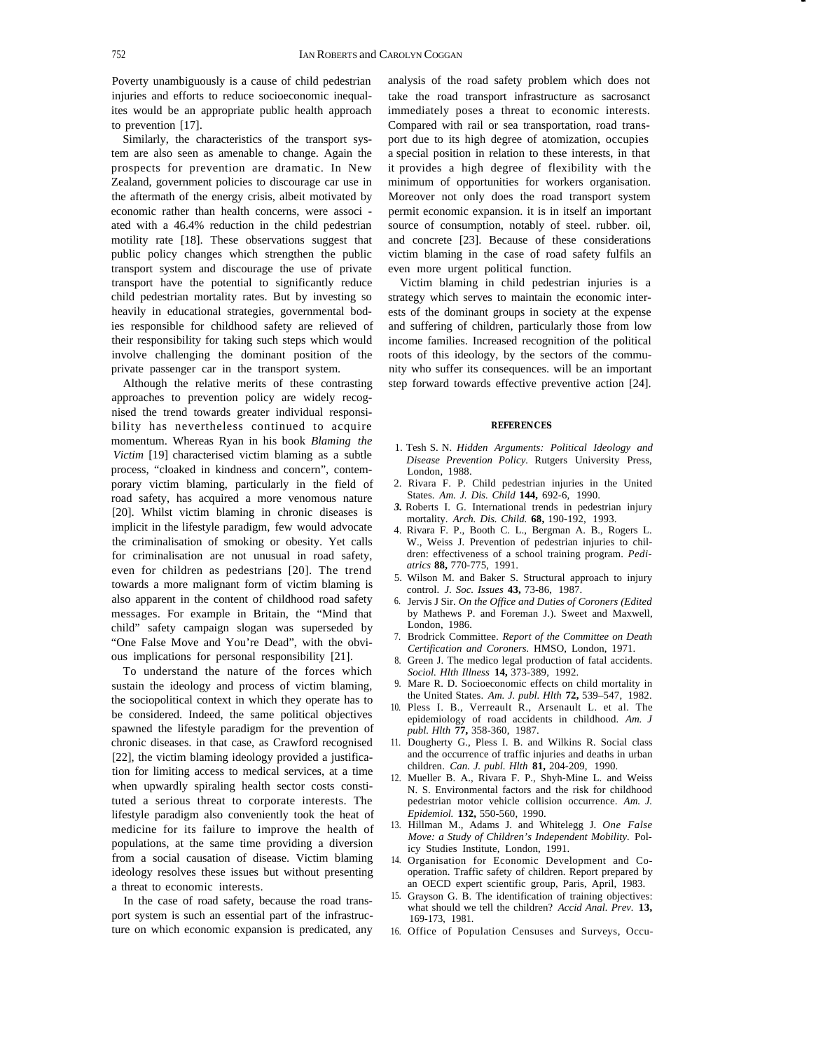Poverty unambiguously is a cause of child pedestrian injuries and efforts to reduce socioeconomic inequalites would be an appropriate public health approach to prevention [17].

Similarly, the characteristics of the transport system are also seen as amenable to change. Again the prospects for prevention are dramatic. In New Zealand, government policies to discourage car use in the aftermath of the energy crisis, albeit motivated by economic rather than health concerns, were associated with a 46.4% reduction in the child pedestrian motility rate [18]. These observations suggest that public policy changes which strengthen the public transport system and discourage the use of private transport have the potential to significantly reduce child pedestrian mortality rates. But by investing so heavily in educational strategies, governmental bodies responsible for childhood safety are relieved of their responsibility for taking such steps which would involve challenging the dominant position of the private passenger car in the transport system.

Although the relative merits of these contrasting approaches to prevention policy are widely recognised the trend towards greater individual responsibility has nevertheless continued to acquire momentum. Whereas Ryan in his book *Blaming the Victim* [19] characterised victim blaming as a subtle process, "cloaked in kindness and concern", contemporary victim blaming, particularly in the field of road safety, has acquired a more venomous nature [20]. Whilst victim blaming in chronic diseases is implicit in the lifestyle paradigm, few would advocate the criminalisation of smoking or obesity. Yet calls for criminalisation are not unusual in road safety, even for children as pedestrians [20]. The trend towards a more malignant form of victim blaming is also apparent in the content of childhood road safety messages. For example in Britain, the "Mind that child" safety campaign slogan was superseded by "One False Move and You're Dead", with the obvious implications for personal responsibility [21].

To understand the nature of the forces which sustain the ideology and process of victim blaming, the sociopolitical context in which they operate has to be considered. Indeed, the same political objectives spawned the lifestyle paradigm for the prevention of chronic diseases. in that case, as Crawford recognised [22], the victim blaming ideology provided a justification for limiting access to medical services, at a time when upwardly spiraling health sector costs constituted a serious threat to corporate interests. The lifestyle paradigm also conveniently took the heat of medicine for its failure to improve the health of populations, at the same time providing a diversion from a social causation of disease. Victim blaming ideology resolves these issues but without presenting a threat to economic interests.

In the case of road safety, because the road transport system is such an essential part of the infrastructure on which economic expansion is predicated, any analysis of the road safety problem which does not take the road transport infrastructure as sacrosanct immediately poses a threat to economic interests. Compared with rail or sea transportation, road transport due to its high degree of atomization, occupies a special position in relation to these interests, in that it provides a high degree of flexibility with the minimum of opportunities for workers organisation. Moreover not only does the road transport system permit economic expansion. it is in itself an important source of consumption, notably of steel. rubber. oil, and concrete [23]. Because of these considerations victim blaming in the case of road safety fulfils an even more urgent political function.

Victim blaming in child pedestrian injuries is a strategy which serves to maintain the economic interests of the dominant groups in society at the expense and suffering of children, particularly those from low income families. Increased recognition of the political roots of this ideology, by the sectors of the community who suffer its consequences. will be an important step forward towards effective preventive action [24].

## REFERENCES

1. Tesh S. N. *Hidden Arguments: Political Ideology and Disease Prevention Policy.* Rutgers University Press, London, 1988.
2. Rivara F. P. Child pedestrian injuries in the United States. *Am. J. Dis. Child* **144,** 692-6, 1990.
3. Roberts I. G. International trends in pedestrian injury mortality. *Arch. Dis. Child.* **68,** 190-192, 1993.
4. Rivara F. P., Booth C. L., Bergman A. B., Rogers L. W., Weiss J. Prevention of pedestrian injuries to children: effectiveness of a school training program. *Pediatrics* **88,** 770-775, 1991.
5. Wilson M. and Baker S. Structural approach to injury control. *J. Soc. Issues* **43,** 73-86, 1987.
6. Jervis J Sir. *On the Office and Duties of Coroners (Edited* by Mathews P. and Foreman J.). Sweet and Maxwell, London, 1986.
7. Brodrick Committee. *Report of the Committee on Death Certification and Coroners.* HMSO, London, 1971.
8. Green J. The medico legal production of fatal accidents. *Sociol. Hlth Illness* **14,** 373-389, 1992.
9. Mare R. D. Socioeconomic effects on child mortality in the United States. *Am. J. publ. Hlth* **72,** 539–547, 1982.
10. Pless I. B., Verreault R., Arsenault L. et al. The epidemiology of road accidents in childhood. *Am. J publ. Hlth* **77,** 358-360, 1987.
11. Dougherty G., Pless I. B. and Wilkins R. Social class and the occurrence of traffic injuries and deaths in urban children. *Can. J. publ. Hlth* **81,** 204-209, 1990.
12. Mueller B. A., Rivara F. P., Shyh-Mine L. and Weiss N. S. Environmental factors and the risk for childhood pedestrian motor vehicle collision occurrence. *Am. J. Epidemiol.* **132,** 550-560, 1990.
13. Hillman M., Adams J. and Whitelegg J. *One False Move: a Study of Children's Independent Mobility.* Policy Studies Institute, London, 1991.
14. Organisation for Economic Development and Cooperation. Traffic safety of children. Report prepared by an OECD expert scientific group, Paris, April, 1983.
15. Grayson G. B. The identification of training objectives: what should we tell the children? *Accid Anal. Prev.* **13,** 169-173, 1981.
16. Office of Population Censuses and Surveys, Occu-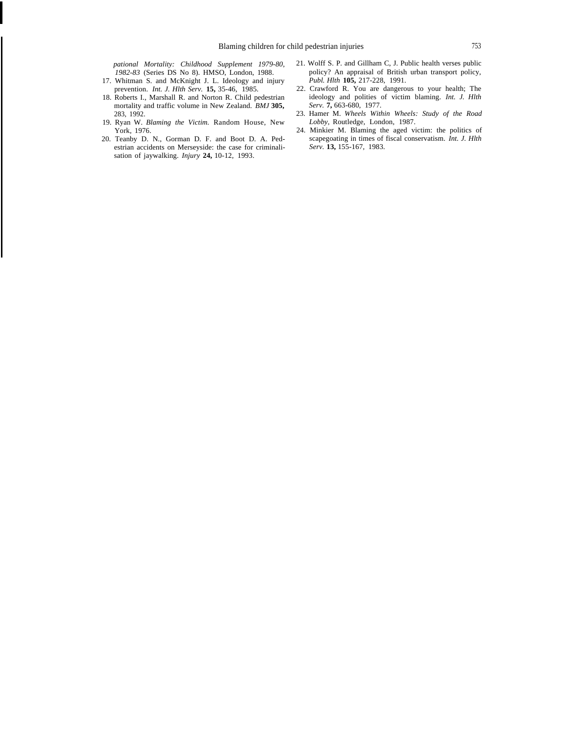*pational Mortality: Childhood Supplement 1979-80, 1982-83* (Series DS No 8). HMSO, London, 1988.

17. Whitman S. and McKnight J. L. Ideology and injury prevention. *Int. J. Hlth Serv.* **15,** 35-46, 1985.
18. Roberts I., Marshall R. and Norton R. Child pedestrian mortality and traffic volume in New Zealand. *BMJ* **305,** 283, 1992.
19. Ryan W. *Blaming the Victim.* Random House, New York, 1976.
20. Teanby D. N., Gorman D. F. and Boot D. A. Pedestrian accidents on Merseyside: the case for criminalisation of jaywalking. *Injury* **24,** 10-12, 1993.
21. Wolff S. P. and Gillham C, J. Public health verses public policy? An appraisal of British urban transport policy, *Publ. Hlth* **105,** 217-228, 1991.
22. Crawford R. You are dangerous to your health; The ideology and polities of victim blaming. *Int. J. Hlth Serv.* **7,** 663-680, 1977.
23. Hamer M. *Wheels Within Wheels: Study of the Road Lobby,* Routledge, London, 1987.
24. Minkier M. Blaming the aged victim: the politics of scapegoating in times of fiscal conservatism. *Int. J. Hlth Serv.* **13,** 155-167, 1983.